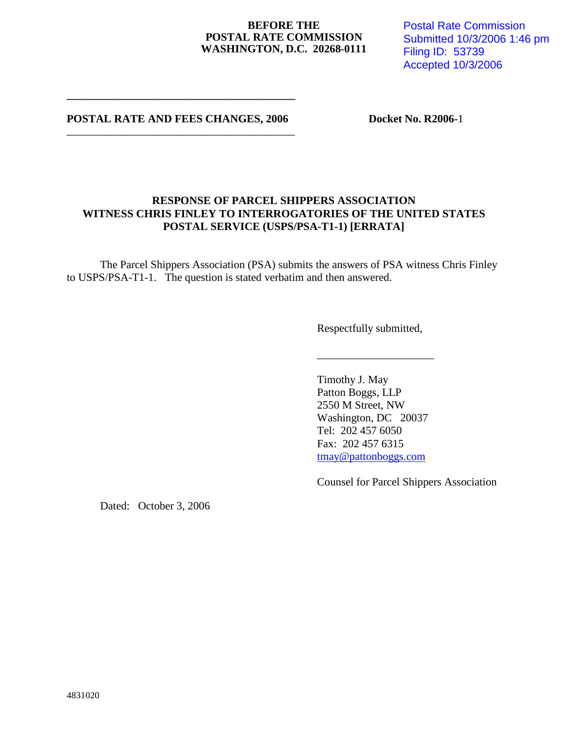**BEFORE THE**
**POSTAL RATE COMMISSION**
**WASHINGTON, D.C. 20268-0111**

Postal Rate Commission
Submitted 10/3/2006 1:46 pm
Filing ID: 53739
Accepted 10/3/2006

---

**POSTAL RATE AND FEES CHANGES, 2006** **Docket No. R2006-**1

---

**RESPONSE OF PARCEL SHIPPERS ASSOCIATION WITNESS CHRIS FINLEY TO INTERROGATORIES OF THE UNITED STATES POSTAL SERVICE (USPS/PSA-T1-1) [ERRATA]**

The Parcel Shippers Association (PSA) submits the answers of PSA witness Chris Finley to USPS/PSA-T1-1. The question is stated verbatim and then answered.

Respectfully submitted,

____________________

Timothy J. May
Patton Boggs, LLP
2550 M Street, NW
Washington, DC 20037
Tel: 202 457 6050
Fax: 202 457 6315
tmay@pattonboggs.com

Counsel for Parcel Shippers Association

Dated: October 3, 2006

4831020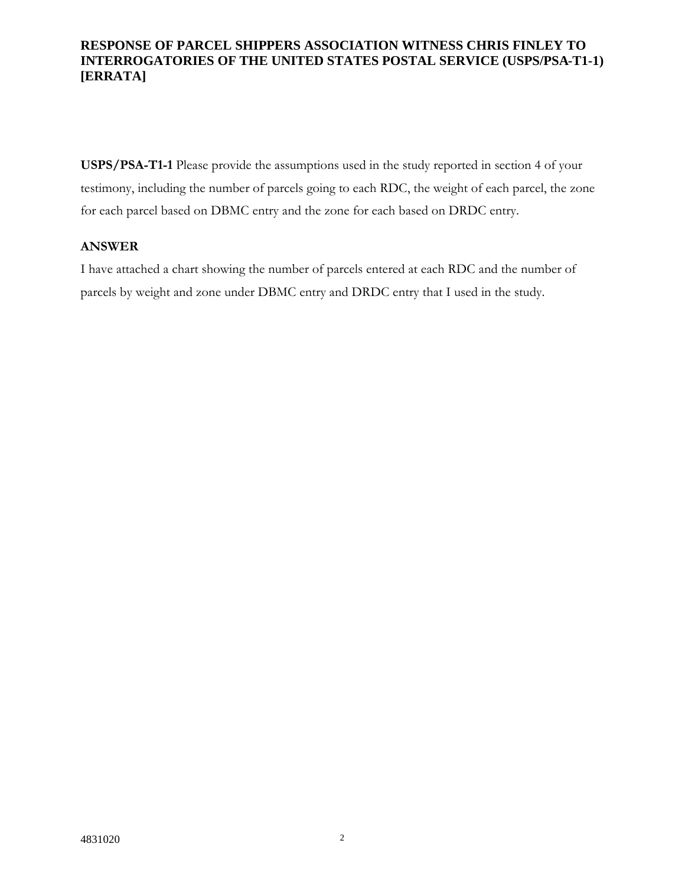**RESPONSE OF PARCEL SHIPPERS ASSOCIATION WITNESS CHRIS FINLEY TO INTERROGATORIES OF THE UNITED STATES POSTAL SERVICE (USPS/PSA-T1-1) [ERRATA]**

**USPS/PSA-T1-1** Please provide the assumptions used in the study reported in section 4 of your testimony, including the number of parcels going to each RDC, the weight of each parcel, the zone for each parcel based on DBMC entry and the zone for each based on DRDC entry.

**ANSWER**

I have attached a chart showing the number of parcels entered at each RDC and the number of parcels by weight and zone under DBMC entry and DRDC entry that I used in the study.

4831020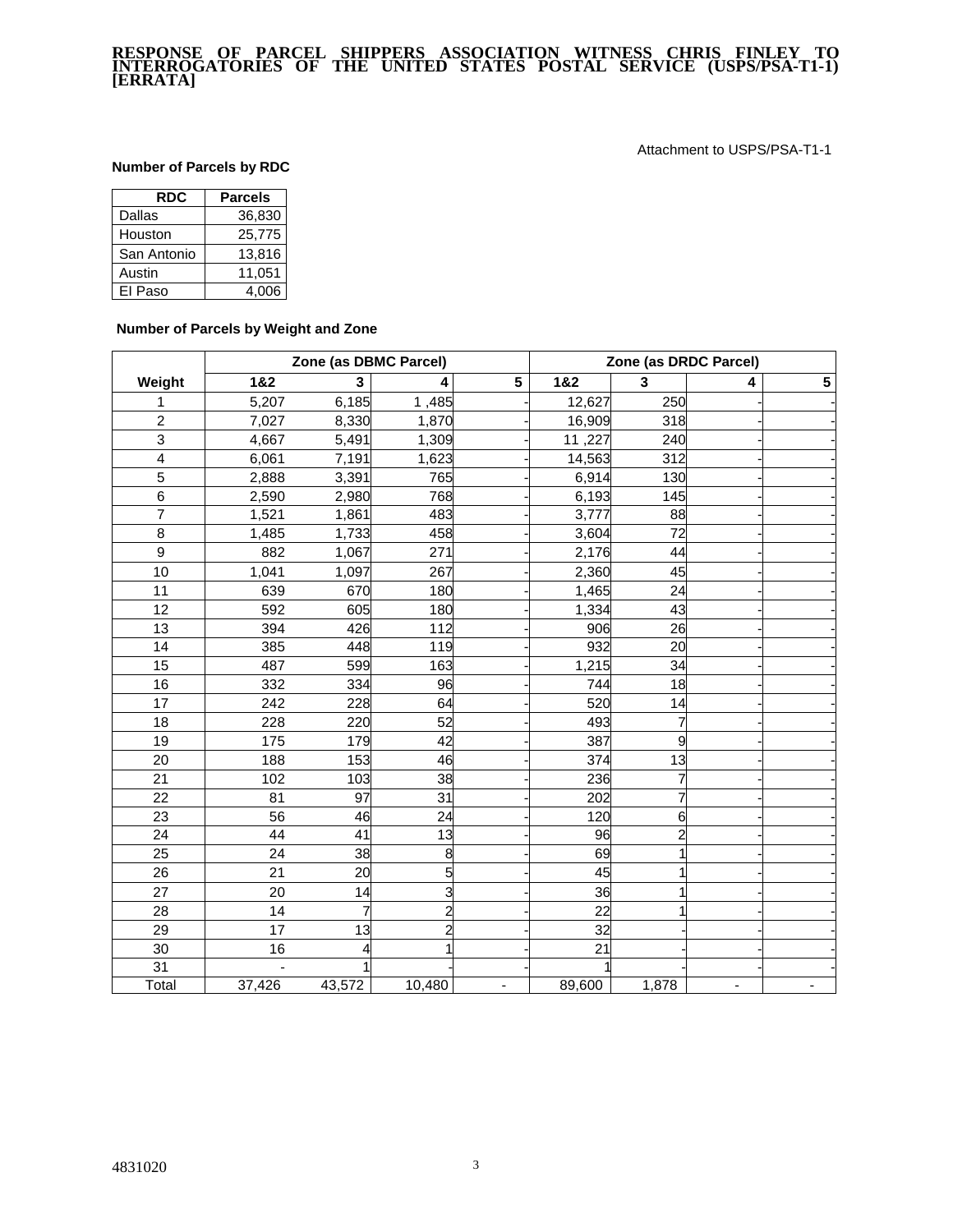**RESPONSE OF PARCEL SHIPPERS ASSOCIATION WITNESS CHRIS FINLEY TO INTERROGATORIES OF THE UNITED STATES POSTAL SERVICE (USPS/PSA-T1-1) [ERRATA]**

Attachment to USPS/PSA-T1-1

**Number of Parcels by RDC**

| RDC | Parcels |
|---|---|
| Dallas | 36,830 |
| Houston | 25,775 |
| San Antonio | 13,816 |
| Austin | 11,051 |
| El Paso | 4,006 |

**Number of Parcels by Weight and Zone**

| | Zone (as DBMC Parcel) | | | | Zone (as DRDC Parcel) | | | |
|---|---|---|---|---|---|---|---|---|
| **Weight** | **1&2** | **3** | **4** | **5** | **1&2** | **3** | **4** | **5** |
| 1 | 5,207 | 6,185 | 1 ,485 | - | 12,627 | 250 | - | - |
| 2 | 7,027 | 8,330 | 1,870 | - | 16,909 | 318 | - | - |
| 3 | 4,667 | 5,491 | 1,309 | - | 11 ,227 | 240 | - | - |
| 4 | 6,061 | 7,191 | 1,623 | - | 14,563 | 312 | - | - |
| 5 | 2,888 | 3,391 | 765 | - | 6,914 | 130 | - | - |
| 6 | 2,590 | 2,980 | 768 | - | 6,193 | 145 | - | - |
| 7 | 1,521 | 1,861 | 483 | - | 3,777 | 88 | - | - |
| 8 | 1,485 | 1,733 | 458 | - | 3,604 | 72 | - | - |
| 9 | 882 | 1,067 | 271 | - | 2,176 | 44 | - | - |
| 10 | 1,041 | 1,097 | 267 | - | 2,360 | 45 | - | - |
| 11 | 639 | 670 | 180 | - | 1,465 | 24 | - | - |
| 12 | 592 | 605 | 180 | - | 1,334 | 43 | - | - |
| 13 | 394 | 426 | 112 | - | 906 | 26 | - | - |
| 14 | 385 | 448 | 119 | - | 932 | 20 | - | - |
| 15 | 487 | 599 | 163 | - | 1,215 | 34 | - | - |
| 16 | 332 | 334 | 96 | - | 744 | 18 | - | - |
| 17 | 242 | 228 | 64 | - | 520 | 14 | - | - |
| 18 | 228 | 220 | 52 | - | 493 | 7 | - | - |
| 19 | 175 | 179 | 42 | - | 387 | 9 | - | - |
| 20 | 188 | 153 | 46 | - | 374 | 13 | - | - |
| 21 | 102 | 103 | 38 | - | 236 | 7 | - | - |
| 22 | 81 | 97 | 31 | - | 202 | 7 | - | - |
| 23 | 56 | 46 | 24 | - | 120 | 6 | - | - |
| 24 | 44 | 41 | 13 | - | 96 | 2 | - | - |
| 25 | 24 | 38 | 8 | - | 69 | 1 | - | - |
| 26 | 21 | 20 | 5 | - | 45 | 1 | - | - |
| 27 | 20 | 14 | 3 | - | 36 | 1 | - | - |
| 28 | 14 | 7 | 2 | - | 22 | 1 | - | - |
| 29 | 17 | 13 | 2 | - | 32 | - | - | - |
| 30 | 16 | 4 | 1 | - | 21 | - | - | - |
| 31 | - | 1 | - | - | 1 | - | - | - |
| Total | 37,426 | 43,572 | 10,480 | - | 89,600 | 1,878 | - | - |

4831020